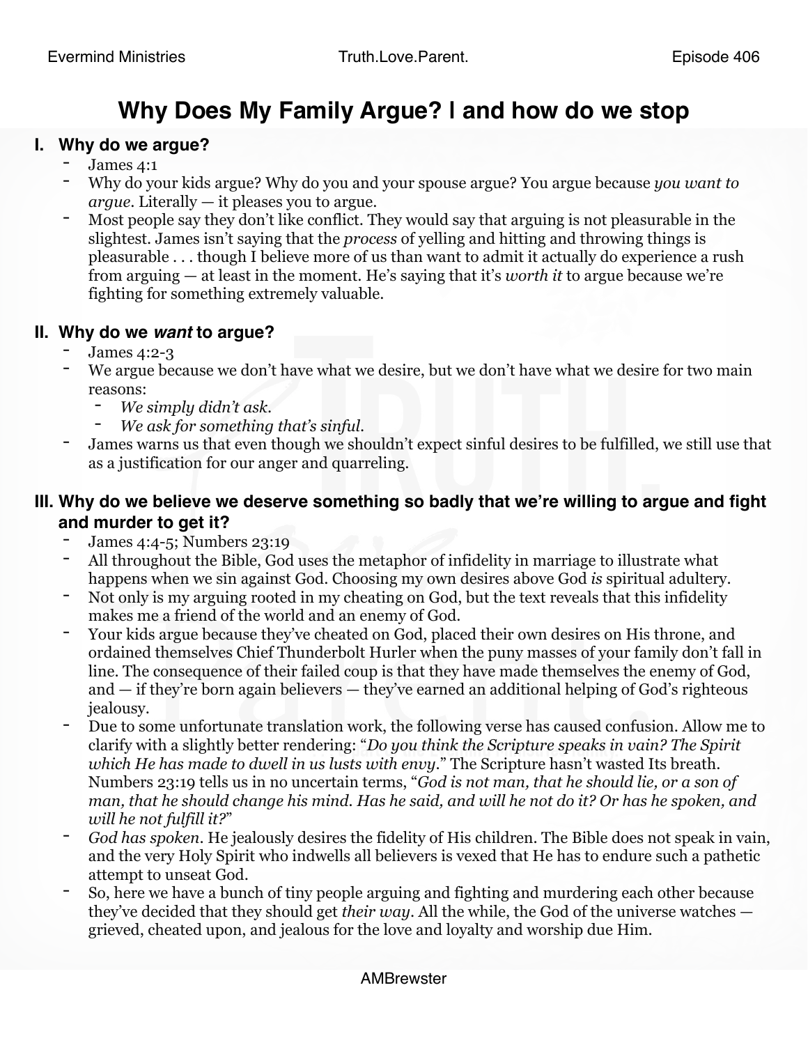# Why Does My Family Argue? | and how do we stop

## I. Why do we argue?

- James 4:1
- Why do your kids argue? Why do you and your spouse argue? You argue because *you want to argue*. Literally — it pleases you to argue.
- Most people say they don't like conflict. They would say that arguing is not pleasurable in the slightest. James isn't saying that the *process* of yelling and hitting and throwing things is pleasurable . . . though I believe more of us than want to admit it actually do experience a rush from arguing — at least in the moment. He's saying that it's *worth it* to argue because we're fighting for something extremely valuable.

## II. Why do we *want* to argue?

- James 4:2-3
- We argue because we don't have what we desire, but we don't have what we desire for two main reasons:
  - *We simply didn't ask.*
  - *We ask for something that's sinful.*
- James warns us that even though we shouldn't expect sinful desires to be fulfilled, we still use that as a justification for our anger and quarreling.

## III. Why do we believe we deserve something so badly that we're willing to argue and fight and murder to get it?

- James 4:4-5; Numbers 23:19
- All throughout the Bible, God uses the metaphor of infidelity in marriage to illustrate what happens when we sin against God. Choosing my own desires above God *is* spiritual adultery.
- Not only is my arguing rooted in my cheating on God, but the text reveals that this infidelity makes me a friend of the world and an enemy of God.
- Your kids argue because they've cheated on God, placed their own desires on His throne, and ordained themselves Chief Thunderbolt Hurler when the puny masses of your family don't fall in line. The consequence of their failed coup is that they have made themselves the enemy of God, and — if they're born again believers — they've earned an additional helping of God's righteous jealousy.
- Due to some unfortunate translation work, the following verse has caused confusion. Allow me to clarify with a slightly better rendering: "*Do you think the Scripture speaks in vain? The Spirit which He has made to dwell in us lusts with envy.*" The Scripture hasn't wasted Its breath. Numbers 23:19 tells us in no uncertain terms, "*God is not man, that he should lie, or a son of man, that he should change his mind. Has he said, and will he not do it? Or has he spoken, and will he not fulfill it?*"
- *God has spoken*. He jealously desires the fidelity of His children. The Bible does not speak in vain, and the very Holy Spirit who indwells all believers is vexed that He has to endure such a pathetic attempt to unseat God.
- So, here we have a bunch of tiny people arguing and fighting and murdering each other because they've decided that they should get *their way*. All the while, the God of the universe watches — grieved, cheated upon, and jealous for the love and loyalty and worship due Him.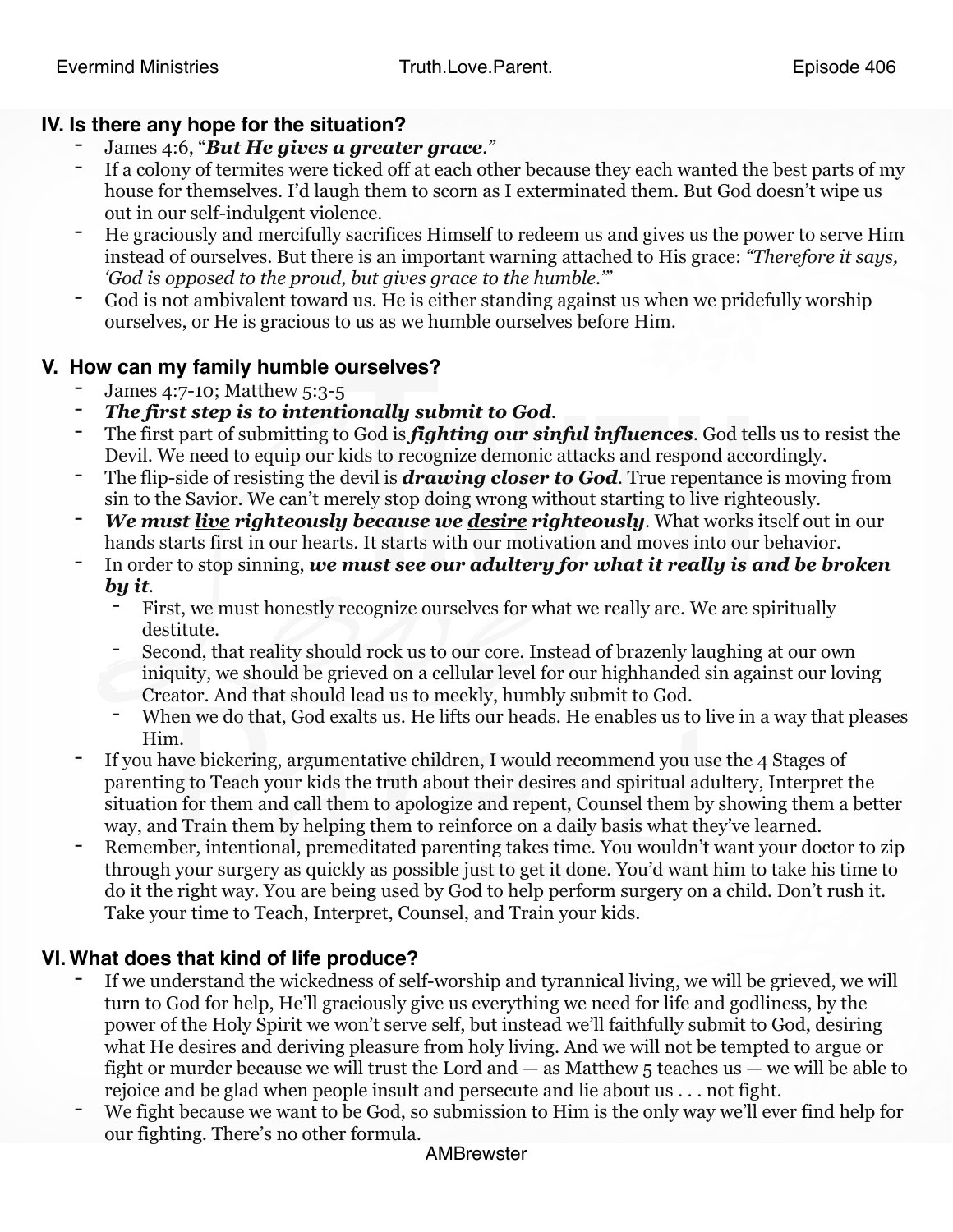## IV. Is there any hope for the situation?

- James 4:6, "***But He gives a greater grace***."
- If a colony of termites were ticked off at each other because they each wanted the best parts of my house for themselves. I'd laugh them to scorn as I exterminated them. But God doesn't wipe us out in our self-indulgent violence.
- He graciously and mercifully sacrifices Himself to redeem us and gives us the power to serve Him instead of ourselves. But there is an important warning attached to His grace: *"Therefore it says, 'God is opposed to the proud, but gives grace to the humble.'"*
- God is not ambivalent toward us. He is either standing against us when we pridefully worship ourselves, or He is gracious to us as we humble ourselves before Him.

## V. How can my family humble ourselves?

- James 4:7-10; Matthew 5:3-5
- ***The first step is to intentionally submit to God***.
- The first part of submitting to God is ***fighting our sinful influences***. God tells us to resist the Devil. We need to equip our kids to recognize demonic attacks and respond accordingly.
- The flip-side of resisting the devil is ***drawing closer to God***. True repentance is moving from sin to the Savior. We can't merely stop doing wrong without starting to live righteously.
- ***We must <u>live</u> righteously because we <u>desire</u> righteously***. What works itself out in our hands starts first in our hearts. It starts with our motivation and moves into our behavior.
- In order to stop sinning, ***we must see our adultery for what it really is and be broken by it***.
  - First, we must honestly recognize ourselves for what we really are. We are spiritually destitute.
  - Second, that reality should rock us to our core. Instead of brazenly laughing at our own iniquity, we should be grieved on a cellular level for our highhanded sin against our loving Creator. And that should lead us to meekly, humbly submit to God.
  - When we do that, God exalts us. He lifts our heads. He enables us to live in a way that pleases Him.
- If you have bickering, argumentative children, I would recommend you use the 4 Stages of parenting to Teach your kids the truth about their desires and spiritual adultery, Interpret the situation for them and call them to apologize and repent, Counsel them by showing them a better way, and Train them by helping them to reinforce on a daily basis what they've learned.
- Remember, intentional, premeditated parenting takes time. You wouldn't want your doctor to zip through your surgery as quickly as possible just to get it done. You'd want him to take his time to do it the right way. You are being used by God to help perform surgery on a child. Don't rush it. Take your time to Teach, Interpret, Counsel, and Train your kids.

## VI. What does that kind of life produce?

- If we understand the wickedness of self-worship and tyrannical living, we will be grieved, we will turn to God for help, He'll graciously give us everything we need for life and godliness, by the power of the Holy Spirit we won't serve self, but instead we'll faithfully submit to God, desiring what He desires and deriving pleasure from holy living. And we will not be tempted to argue or fight or murder because we will trust the Lord and — as Matthew 5 teaches us — we will be able to rejoice and be glad when people insult and persecute and lie about us . . . not fight.
- We fight because we want to be God, so submission to Him is the only way we'll ever find help for our fighting. There's no other formula.